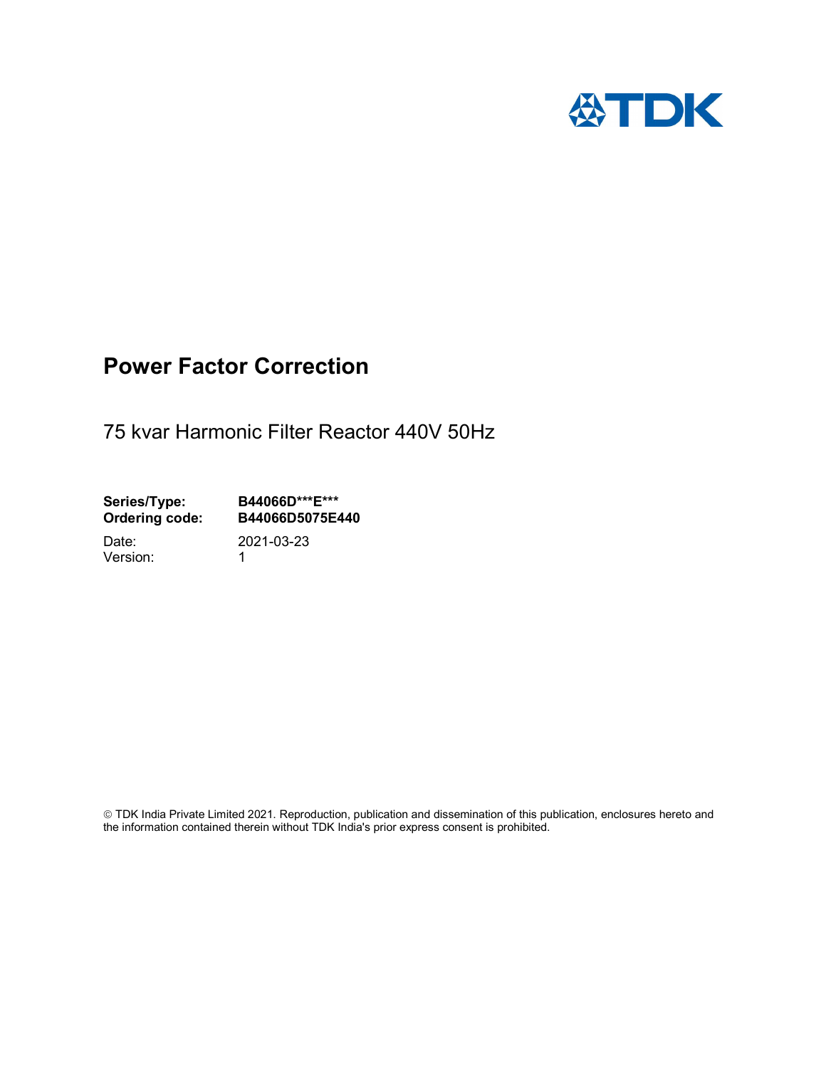# Power Factor Correction

75 kvar Harmonic Filter Reactor 440V 50Hz

**Series/Type:** **B44066D***E*****
**Ordering code:** **B44066D5075E440**

Date: 2021-03-23
Version: 1

© TDK India Private Limited 2021. Reproduction, publication and dissemination of this publication, enclosures hereto and the information contained therein without TDK India's prior express consent is prohibited.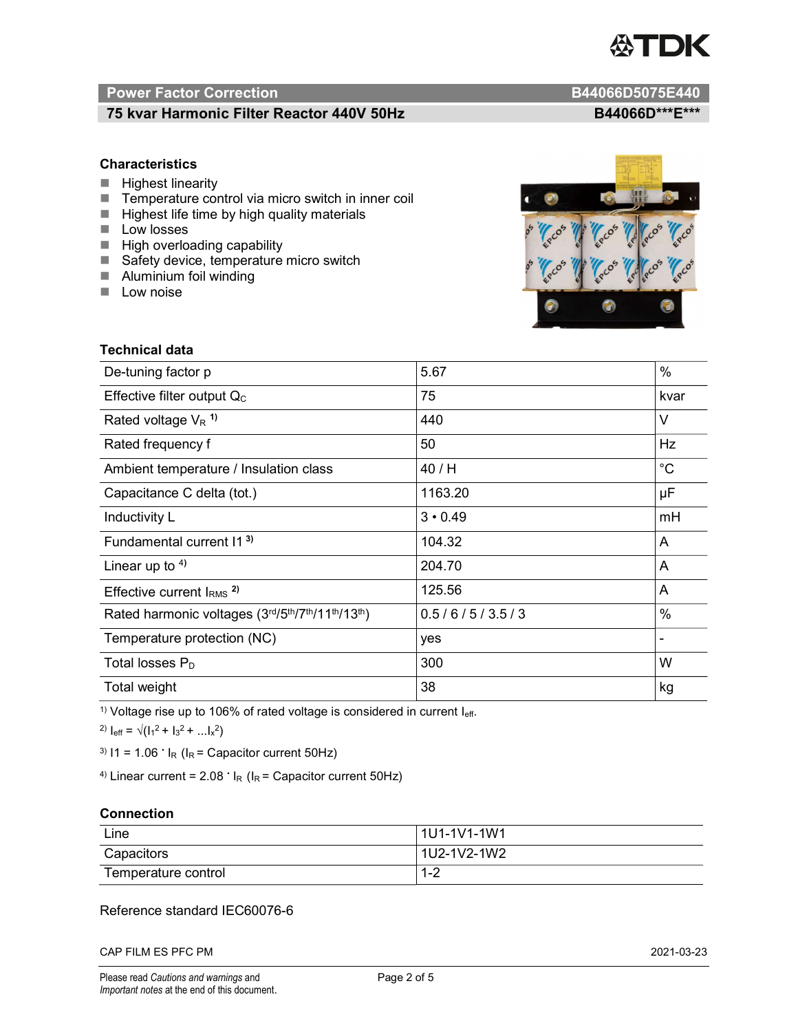## Power Factor Correction — B44066D5075E440

## 75 kvar Harmonic Filter Reactor 440V 50Hz — B44066D\*\*\*E\*\*\*

### Characteristics

- Highest linearity
- Temperature control via micro switch in inner coil
- Highest life time by high quality materials
- Low losses
- High overloading capability
- Safety device, temperature micro switch
- Aluminium foil winding
- Low noise

### Technical data

| | | |
|---|---|---|
| De-tuning factor p | 5.67 | % |
| Effective filter output $Q_C$ | 75 | kvar |
| Rated voltage $V_R$ [1] | 440 | V |
| Rated frequency f | 50 | Hz |
| Ambient temperature / Insulation class | 40 / H | °C |
| Capacitance C delta (tot.) | 1163.20 | µF |
| Inductivity L | 3 • 0.49 | mH |
| Fundamental current I1 [3] | 104.32 | A |
| Linear up to [4] | 204.70 | A |
| Effective current $I_{RMS}$ [2] | 125.56 | A |
| Rated harmonic voltages (3rd/5th/7th/11th/13th) | 0.5 / 6 / 5 / 3.5 / 3 | % |
| Temperature protection (NC) | yes | - |
| Total losses $P_D$ | 300 | W |
| Total weight | 38 | kg |

[1] Voltage rise up to 106% of rated voltage is considered in current $I_{eff}$.

[2] $I_{eff} = \sqrt{(I_1^2 + I_3^2 + \ldots I_x^2)}$

[3] $I1 = 1.06 \cdot I_R$ ($I_R$ = Capacitor current 50Hz)

[4] Linear current = $2.08 \cdot I_R$ ($I_R$ = Capacitor current 50Hz)

### Connection

| | |
|---|---|
| Line | 1U1-1V1-1W1 |
| Capacitors | 1U2-1V2-1W2 |
| Temperature control | 1-2 |

Reference standard IEC60076-6

CAP FILM ES PFC PM — 2021-03-23

Please read *Cautions and warnings* and *Important notes* at the end of this document.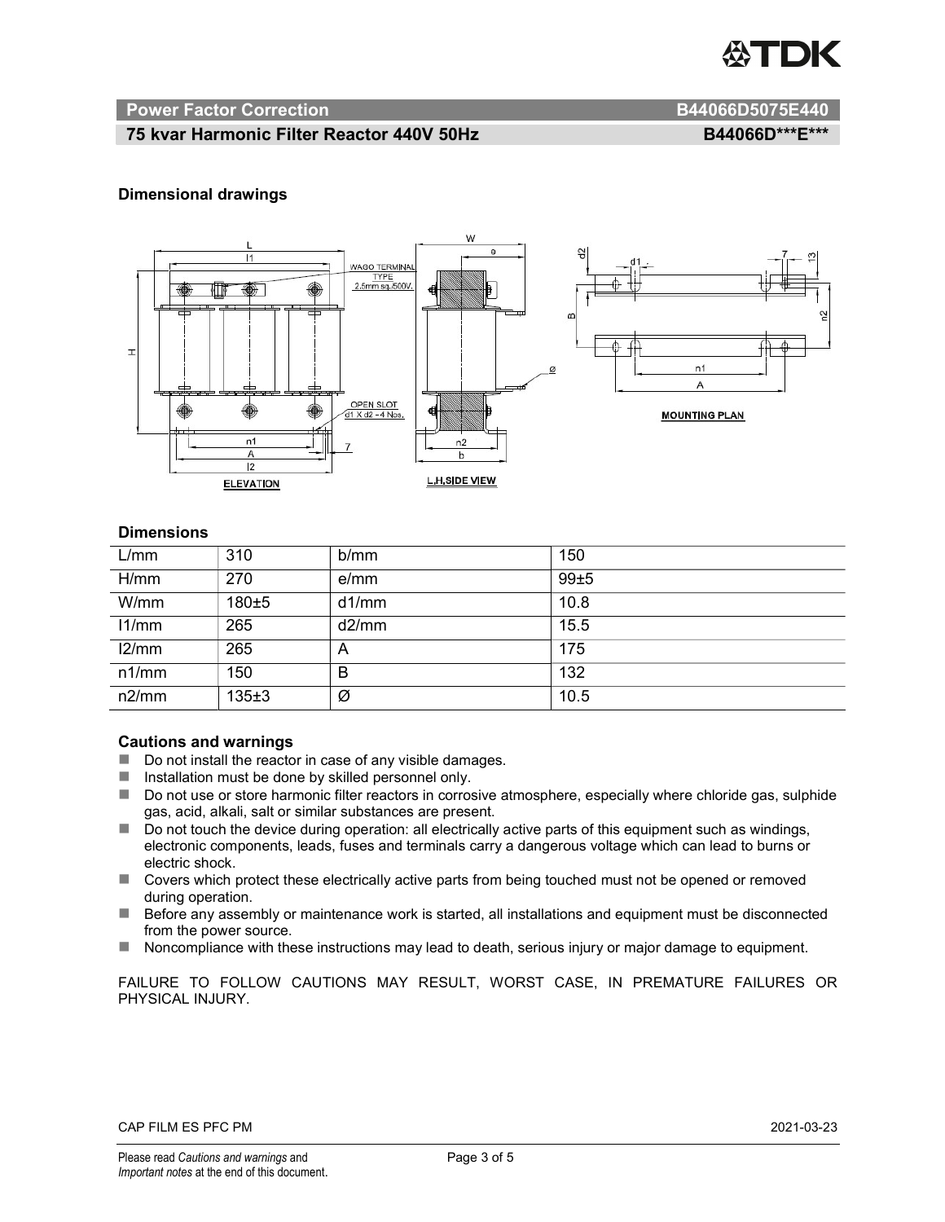## Power Factor Correction B44066D5075E440

### 75 kvar Harmonic Filter Reactor 440V 50Hz B44066D***E***

### Dimensional drawings

### Dimensions

| L/mm | 310 | b/mm | 150 |
|---|---|---|---|
| H/mm | 270 | e/mm | 99±5 |
| W/mm | 180±5 | d1/mm | 10.8 |
| l1/mm | 265 | d2/mm | 15.5 |
| l2/mm | 265 | A | 175 |
| n1/mm | 150 | B | 132 |
| n2/mm | 135±3 | Ø | 10.5 |

### Cautions and warnings

- Do not install the reactor in case of any visible damages.
- Installation must be done by skilled personnel only.
- Do not use or store harmonic filter reactors in corrosive atmosphere, especially where chloride gas, sulphide gas, acid, alkali, salt or similar substances are present.
- Do not touch the device during operation: all electrically active parts of this equipment such as windings, electronic components, leads, fuses and terminals carry a dangerous voltage which can lead to burns or electric shock.
- Covers which protect these electrically active parts from being touched must not be opened or removed during operation.
- Before any assembly or maintenance work is started, all installations and equipment must be disconnected from the power source.
- Noncompliance with these instructions may lead to death, serious injury or major damage to equipment.

FAILURE TO FOLLOW CAUTIONS MAY RESULT, WORST CASE, IN PREMATURE FAILURES OR PHYSICAL INJURY.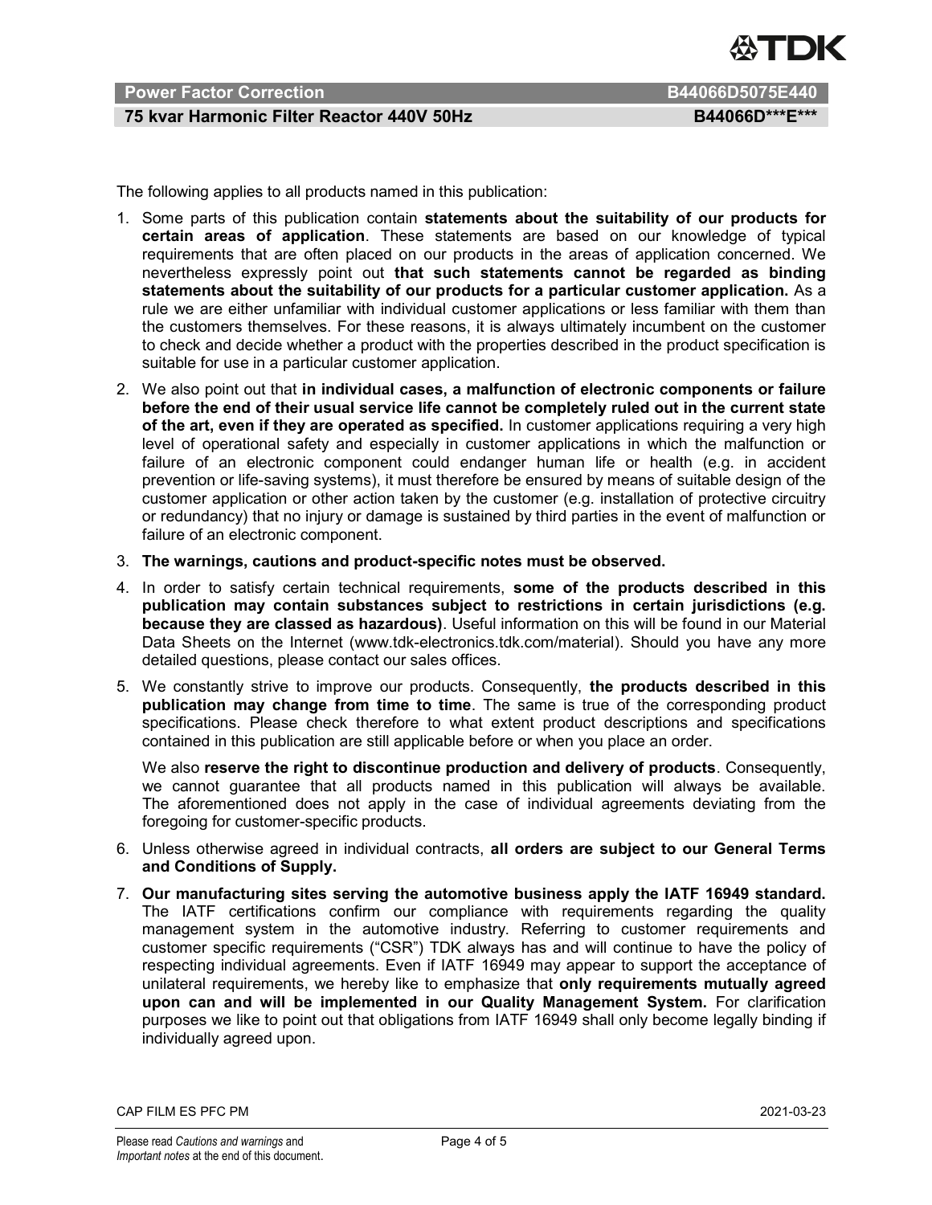The following applies to all products named in this publication:

1. Some parts of this publication contain **statements about the suitability of our products for certain areas of application**. These statements are based on our knowledge of typical requirements that are often placed on our products in the areas of application concerned. We nevertheless expressly point out **that such statements cannot be regarded as binding statements about the suitability of our products for a particular customer application.** As a rule we are either unfamiliar with individual customer applications or less familiar with them than the customers themselves. For these reasons, it is always ultimately incumbent on the customer to check and decide whether a product with the properties described in the product specification is suitable for use in a particular customer application.
2. We also point out that **in individual cases, a malfunction of electronic components or failure before the end of their usual service life cannot be completely ruled out in the current state of the art, even if they are operated as specified.** In customer applications requiring a very high level of operational safety and especially in customer applications in which the malfunction or failure of an electronic component could endanger human life or health (e.g. in accident prevention or life-saving systems), it must therefore be ensured by means of suitable design of the customer application or other action taken by the customer (e.g. installation of protective circuitry or redundancy) that no injury or damage is sustained by third parties in the event of malfunction or failure of an electronic component.
3. **The warnings, cautions and product-specific notes must be observed.**
4. In order to satisfy certain technical requirements, **some of the products described in this publication may contain substances subject to restrictions in certain jurisdictions (e.g. because they are classed as hazardous)**. Useful information on this will be found in our Material Data Sheets on the Internet (www.tdk-electronics.tdk.com/material). Should you have any more detailed questions, please contact our sales offices.
5. We constantly strive to improve our products. Consequently, **the products described in this publication may change from time to time**. The same is true of the corresponding product specifications. Please check therefore to what extent product descriptions and specifications contained in this publication are still applicable before or when you place an order.

   We also **reserve the right to discontinue production and delivery of products**. Consequently, we cannot guarantee that all products named in this publication will always be available. The aforementioned does not apply in the case of individual agreements deviating from the foregoing for customer-specific products.
6. Unless otherwise agreed in individual contracts, **all orders are subject to our General Terms and Conditions of Supply.**
7. **Our manufacturing sites serving the automotive business apply the IATF 16949 standard.** The IATF certifications confirm our compliance with requirements regarding the quality management system in the automotive industry. Referring to customer requirements and customer specific requirements ("CSR") TDK always has and will continue to have the policy of respecting individual agreements. Even if IATF 16949 may appear to support the acceptance of unilateral requirements, we hereby like to emphasize that **only requirements mutually agreed upon can and will be implemented in our Quality Management System.** For clarification purposes we like to point out that obligations from IATF 16949 shall only become legally binding if individually agreed upon.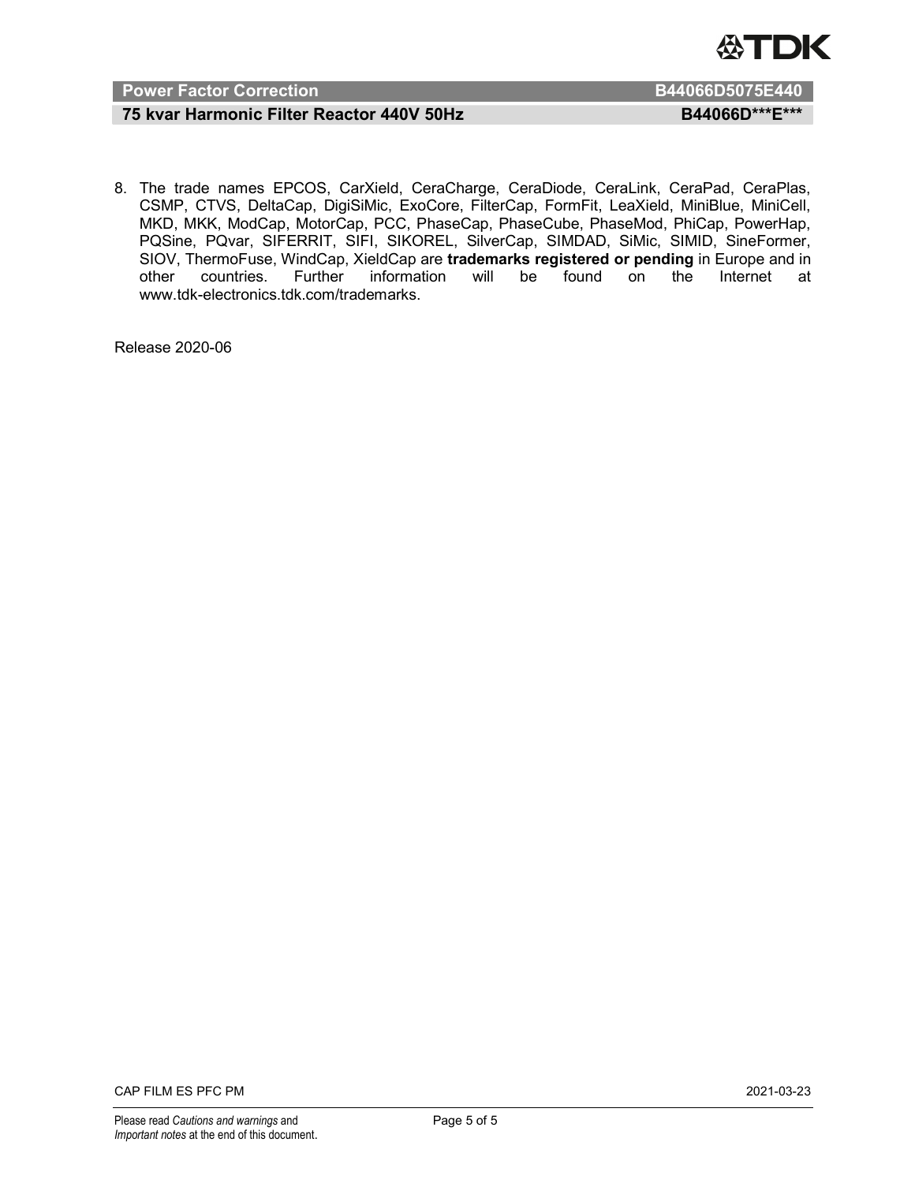8. The trade names EPCOS, CarXield, CeraCharge, CeraDiode, CeraLink, CeraPad, CeraPlas, CSMP, CTVS, DeltaCap, DigiSiMic, ExoCore, FilterCap, FormFit, LeaXield, MiniBlue, MiniCell, MKD, MKK, ModCap, MotorCap, PCC, PhaseCap, PhaseCube, PhaseMod, PhiCap, PowerHap, PQSine, PQvar, SIFERRIT, SIFI, SIKOREL, SilverCap, SIMDAD, SiMic, SIMID, SineFormer, SIOV, ThermoFuse, WindCap, XieldCap are **trademarks registered or pending** in Europe and in other countries. Further information will be found on the Internet at www.tdk-electronics.tdk.com/trademarks.

Release 2020-06